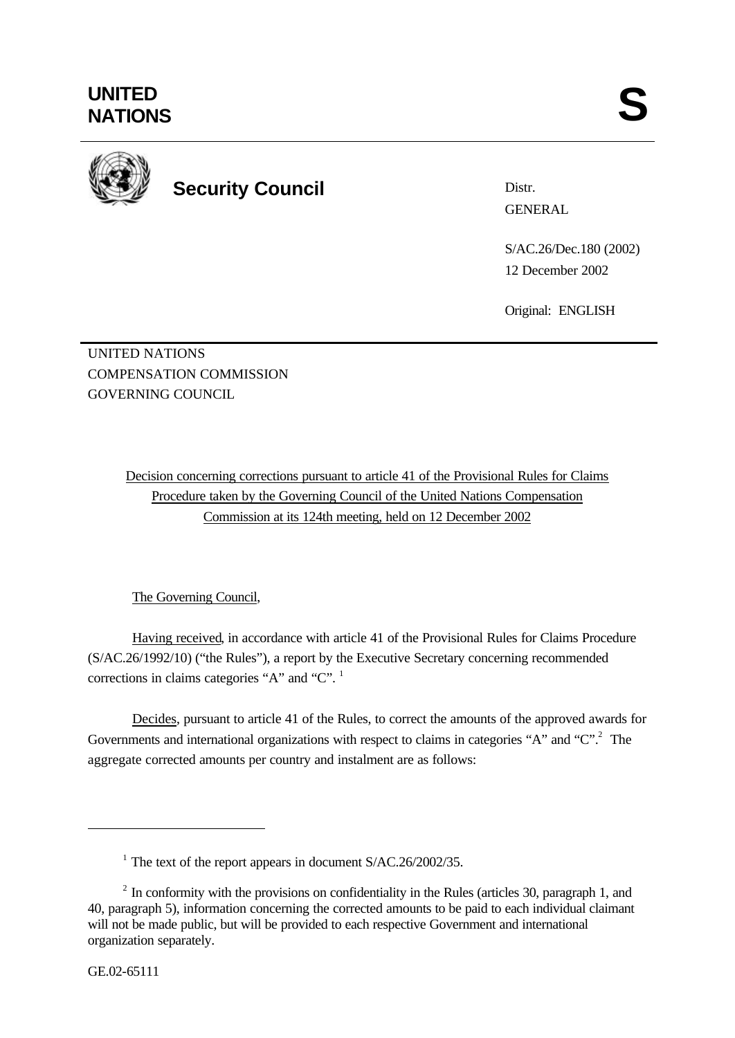**UNITED NATIONS**

**S**

**Security Council**

Distr.
GENERAL

S/AC.26/Dec.180 (2002)
12 December 2002

Original: ENGLISH

UNITED NATIONS
COMPENSATION COMMISSION
GOVERNING COUNCIL

Decision concerning corrections pursuant to article 41 of the Provisional Rules for Claims Procedure taken by the Governing Council of the United Nations Compensation Commission at its 124th meeting, held on 12 December 2002

The Governing Council,

Having received, in accordance with article 41 of the Provisional Rules for Claims Procedure (S/AC.26/1992/10) ("the Rules"), a report by the Executive Secretary concerning recommended corrections in claims categories "A" and "C". [1]

Decides, pursuant to article 41 of the Rules, to correct the amounts of the approved awards for Governments and international organizations with respect to claims in categories "A" and "C".[2] The aggregate corrected amounts per country and instalment are as follows:

---

[1] The text of the report appears in document S/AC.26/2002/35.

[2] In conformity with the provisions on confidentiality in the Rules (articles 30, paragraph 1, and 40, paragraph 5), information concerning the corrected amounts to be paid to each individual claimant will not be made public, but will be provided to each respective Government and international organization separately.

GE.02-65111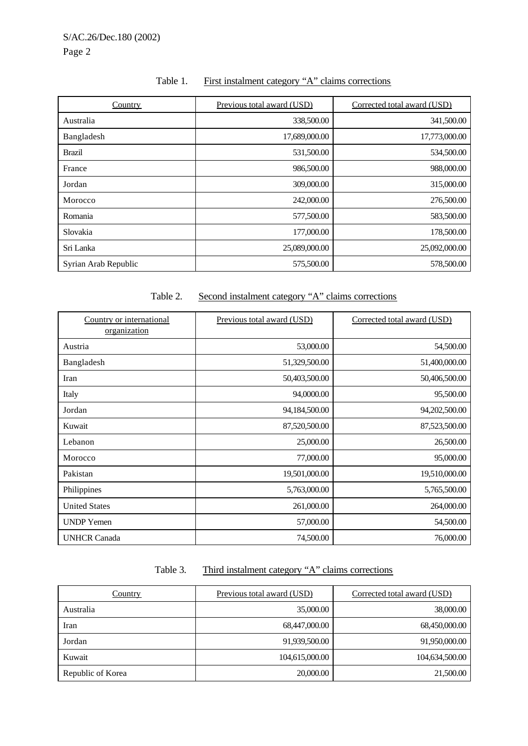Table 1. First instalment category "A" claims corrections

| Country | Previous total award (USD) | Corrected total award (USD) |
|---|---|---|
| Australia | 338,500.00 | 341,500.00 |
| Bangladesh | 17,689,000.00 | 17,773,000.00 |
| Brazil | 531,500.00 | 534,500.00 |
| France | 986,500.00 | 988,000.00 |
| Jordan | 309,000.00 | 315,000.00 |
| Morocco | 242,000.00 | 276,500.00 |
| Romania | 577,500.00 | 583,500.00 |
| Slovakia | 177,000.00 | 178,500.00 |
| Sri Lanka | 25,089,000.00 | 25,092,000.00 |
| Syrian Arab Republic | 575,500.00 | 578,500.00 |

Table 2. Second instalment category "A" claims corrections

| Country or international organization | Previous total award (USD) | Corrected total award (USD) |
|---|---|---|
| Austria | 53,000.00 | 54,500.00 |
| Bangladesh | 51,329,500.00 | 51,400,000.00 |
| Iran | 50,403,500.00 | 50,406,500.00 |
| Italy | 94,0000.00 | 95,500.00 |
| Jordan | 94,184,500.00 | 94,202,500.00 |
| Kuwait | 87,520,500.00 | 87,523,500.00 |
| Lebanon | 25,000.00 | 26,500.00 |
| Morocco | 77,000.00 | 95,000.00 |
| Pakistan | 19,501,000.00 | 19,510,000.00 |
| Philippines | 5,763,000.00 | 5,765,500.00 |
| United States | 261,000.00 | 264,000.00 |
| UNDP Yemen | 57,000.00 | 54,500.00 |
| UNHCR Canada | 74,500.00 | 76,000.00 |

Table 3. Third instalment category "A" claims corrections

| Country | Previous total award (USD) | Corrected total award (USD) |
|---|---|---|
| Australia | 35,000.00 | 38,000.00 |
| Iran | 68,447,000.00 | 68,450,000.00 |
| Jordan | 91,939,500.00 | 91,950,000.00 |
| Kuwait | 104,615,000.00 | 104,634,500.00 |
| Republic of Korea | 20,000.00 | 21,500.00 |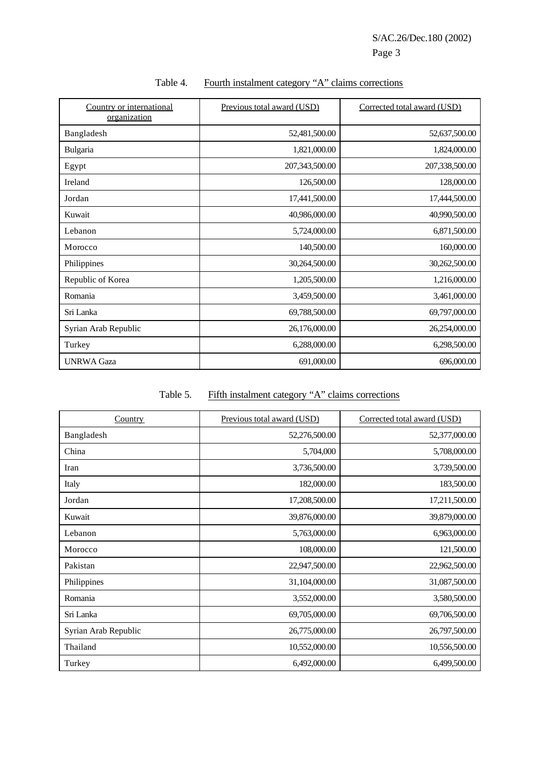Table 4. Fourth instalment category "A" claims corrections

| Country or international organization | Previous total award (USD) | Corrected total award (USD) |
|---|---|---|
| Bangladesh | 52,481,500.00 | 52,637,500.00 |
| Bulgaria | 1,821,000.00 | 1,824,000.00 |
| Egypt | 207,343,500.00 | 207,338,500.00 |
| Ireland | 126,500.00 | 128,000.00 |
| Jordan | 17,441,500.00 | 17,444,500.00 |
| Kuwait | 40,986,000.00 | 40,990,500.00 |
| Lebanon | 5,724,000.00 | 6,871,500.00 |
| Morocco | 140,500.00 | 160,000.00 |
| Philippines | 30,264,500.00 | 30,262,500.00 |
| Republic of Korea | 1,205,500.00 | 1,216,000.00 |
| Romania | 3,459,500.00 | 3,461,000.00 |
| Sri Lanka | 69,788,500.00 | 69,797,000.00 |
| Syrian Arab Republic | 26,176,000.00 | 26,254,000.00 |
| Turkey | 6,288,000.00 | 6,298,500.00 |
| UNRWA Gaza | 691,000.00 | 696,000.00 |

Table 5. Fifth instalment category "A" claims corrections

| Country | Previous total award (USD) | Corrected total award (USD) |
|---|---|---|
| Bangladesh | 52,276,500.00 | 52,377,000.00 |
| China | 5,704,000 | 5,708,000.00 |
| Iran | 3,736,500.00 | 3,739,500.00 |
| Italy | 182,000.00 | 183,500.00 |
| Jordan | 17,208,500.00 | 17,211,500.00 |
| Kuwait | 39,876,000.00 | 39,879,000.00 |
| Lebanon | 5,763,000.00 | 6,963,000.00 |
| Morocco | 108,000.00 | 121,500.00 |
| Pakistan | 22,947,500.00 | 22,962,500.00 |
| Philippines | 31,104,000.00 | 31,087,500.00 |
| Romania | 3,552,000.00 | 3,580,500.00 |
| Sri Lanka | 69,705,000.00 | 69,706,500.00 |
| Syrian Arab Republic | 26,775,000.00 | 26,797,500.00 |
| Thailand | 10,552,000.00 | 10,556,500.00 |
| Turkey | 6,492,000.00 | 6,499,500.00 |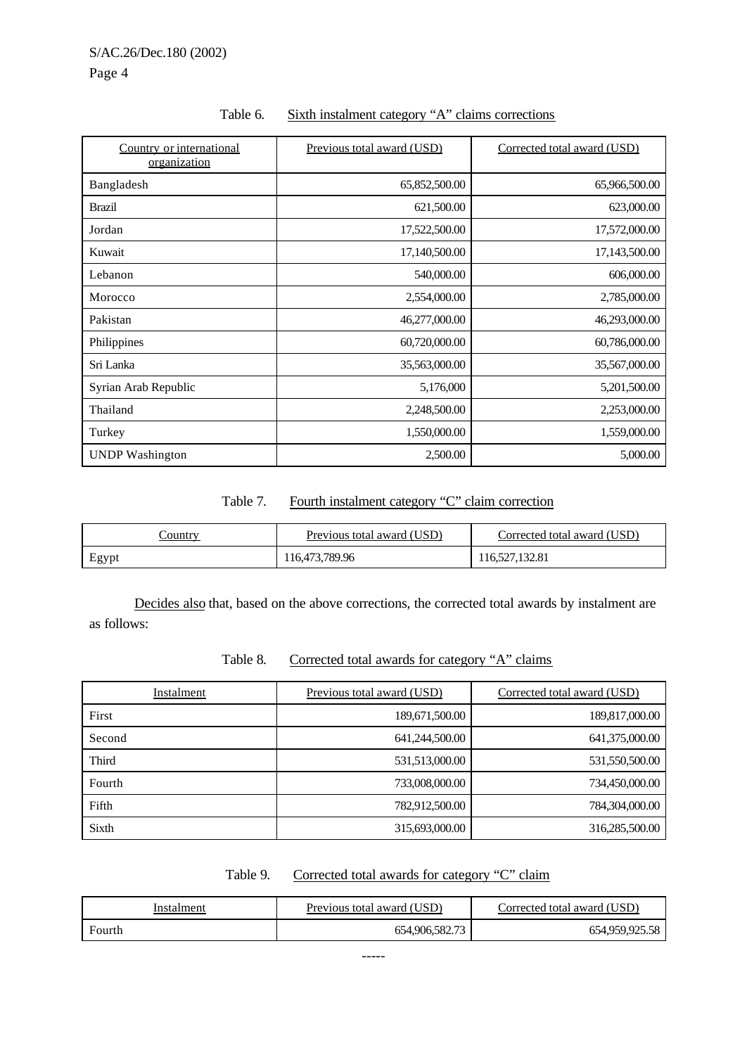Table 6. Sixth instalment category “A” claims corrections

| Country or international organization | Previous total award (USD) | Corrected total award (USD) |
|---|---|---|
| Bangladesh | 65,852,500.00 | 65,966,500.00 |
| Brazil | 621,500.00 | 623,000.00 |
| Jordan | 17,522,500.00 | 17,572,000.00 |
| Kuwait | 17,140,500.00 | 17,143,500.00 |
| Lebanon | 540,000.00 | 606,000.00 |
| Morocco | 2,554,000.00 | 2,785,000.00 |
| Pakistan | 46,277,000.00 | 46,293,000.00 |
| Philippines | 60,720,000.00 | 60,786,000.00 |
| Sri Lanka | 35,563,000.00 | 35,567,000.00 |
| Syrian Arab Republic | 5,176,000 | 5,201,500.00 |
| Thailand | 2,248,500.00 | 2,253,000.00 |
| Turkey | 1,550,000.00 | 1,559,000.00 |
| UNDP Washington | 2,500.00 | 5,000.00 |

Table 7. Fourth instalment category “C” claim correction

| Country | Previous total award (USD) | Corrected total award (USD) |
|---|---|---|
| Egypt | 116,473,789.96 | 116,527,132.81 |

Decides also that, based on the above corrections, the corrected total awards by instalment are as follows:

Table 8. Corrected total awards for category “A” claims

| Instalment | Previous total award (USD) | Corrected total award (USD) |
|---|---|---|
| First | 189,671,500.00 | 189,817,000.00 |
| Second | 641,244,500.00 | 641,375,000.00 |
| Third | 531,513,000.00 | 531,550,500.00 |
| Fourth | 733,008,000.00 | 734,450,000.00 |
| Fifth | 782,912,500.00 | 784,304,000.00 |
| Sixth | 315,693,000.00 | 316,285,500.00 |

Table 9. Corrected total awards for category “C” claim

| Instalment | Previous total award (USD) | Corrected total award (USD) |
|---|---|---|
| Fourth | 654,906,582.73 | 654,959,925.58 |

-----